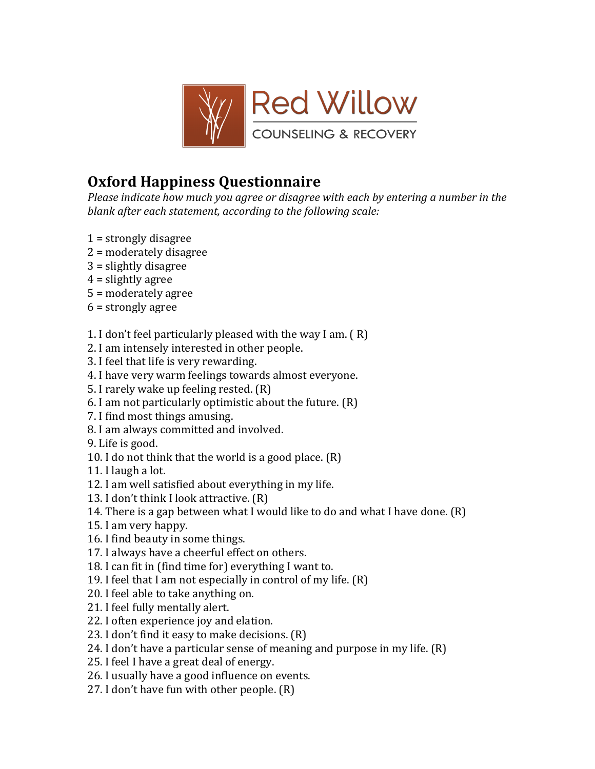Red Willow

COUNSELING & RECOVERY

# Oxford Happiness Questionnaire

*Please indicate how much you agree or disagree with each by entering a number in the blank after each statement, according to the following scale:*

1 = strongly disagree
2 = moderately disagree
3 = slightly disagree
4 = slightly agree
5 = moderately agree
6 = strongly agree

1. I don't feel particularly pleased with the way I am. ( R)
2. I am intensely interested in other people.
3. I feel that life is very rewarding.
4. I have very warm feelings towards almost everyone.
5. I rarely wake up feeling rested. (R)
6. I am not particularly optimistic about the future. (R)
7. I find most things amusing.
8. I am always committed and involved.
9. Life is good.
10. I do not think that the world is a good place. (R)
11. I laugh a lot.
12. I am well satisfied about everything in my life.
13. I don't think I look attractive. (R)
14. There is a gap between what I would like to do and what I have done. (R)
15. I am very happy.
16. I find beauty in some things.
17. I always have a cheerful effect on others.
18. I can fit in (find time for) everything I want to.
19. I feel that I am not especially in control of my life. (R)
20. I feel able to take anything on.
21. I feel fully mentally alert.
22. I often experience joy and elation.
23. I don't find it easy to make decisions. (R)
24. I don't have a particular sense of meaning and purpose in my life. (R)
25. I feel I have a great deal of energy.
26. I usually have a good influence on events.
27. I don't have fun with other people. (R)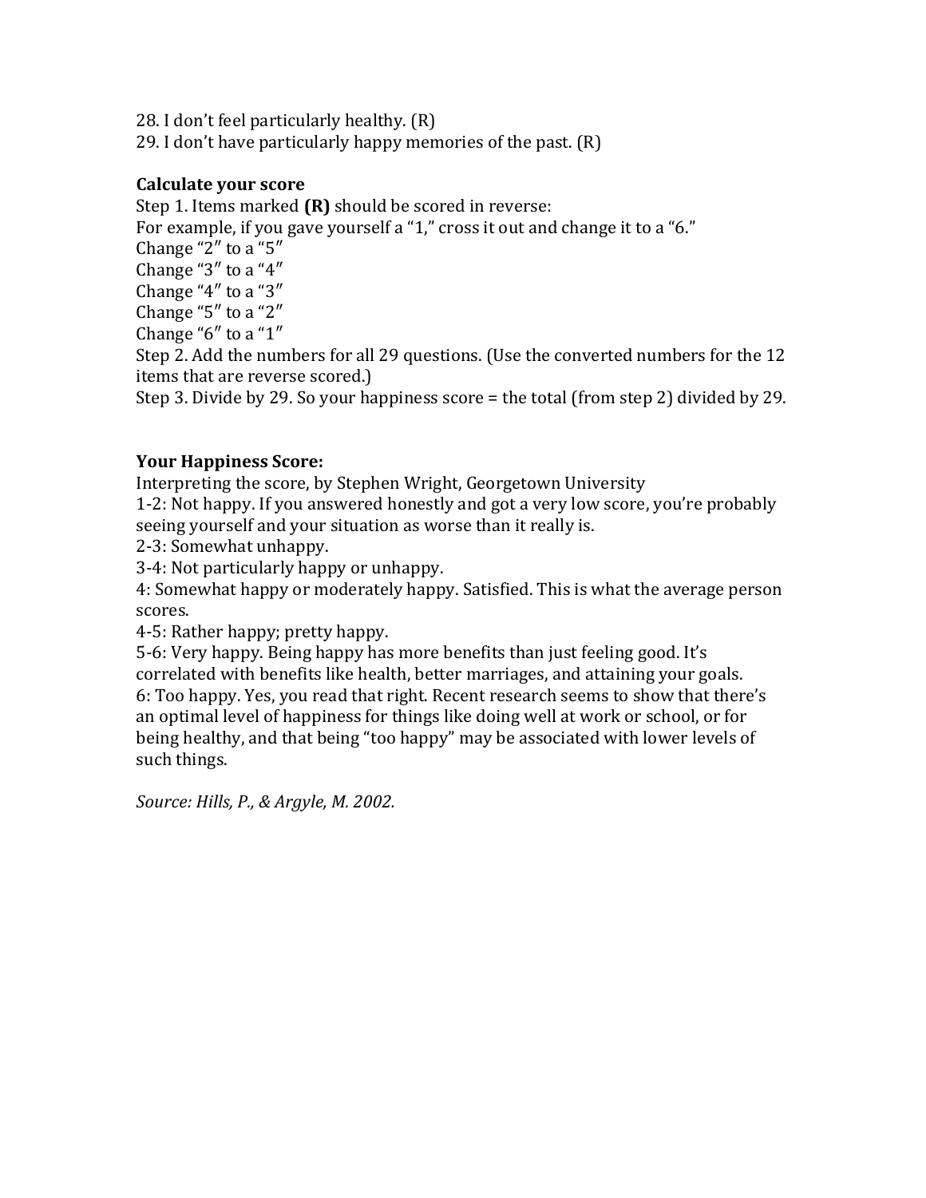28. I don't feel particularly healthy. (R)
29. I don't have particularly happy memories of the past. (R)

**Calculate your score**

Step 1. Items marked **(R)** should be scored in reverse:
For example, if you gave yourself a "1," cross it out and change it to a "6."
Change "2" to a "5"
Change "3" to a "4"
Change "4" to a "3"
Change "5" to a "2"
Change "6" to a "1"
Step 2. Add the numbers for all 29 questions. (Use the converted numbers for the 12 items that are reverse scored.)
Step 3. Divide by 29. So your happiness score = the total (from step 2) divided by 29.

**Your Happiness Score:**

Interpreting the score, by Stephen Wright, Georgetown University
1-2: Not happy. If you answered honestly and got a very low score, you're probably seeing yourself and your situation as worse than it really is.
2-3: Somewhat unhappy.
3-4: Not particularly happy or unhappy.
4: Somewhat happy or moderately happy. Satisfied. This is what the average person scores.
4-5: Rather happy; pretty happy.
5-6: Very happy. Being happy has more benefits than just feeling good. It's correlated with benefits like health, better marriages, and attaining your goals.
6: Too happy. Yes, you read that right. Recent research seems to show that there's an optimal level of happiness for things like doing well at work or school, or for being healthy, and that being "too happy" may be associated with lower levels of such things.

*Source: Hills, P., & Argyle, M. 2002.*